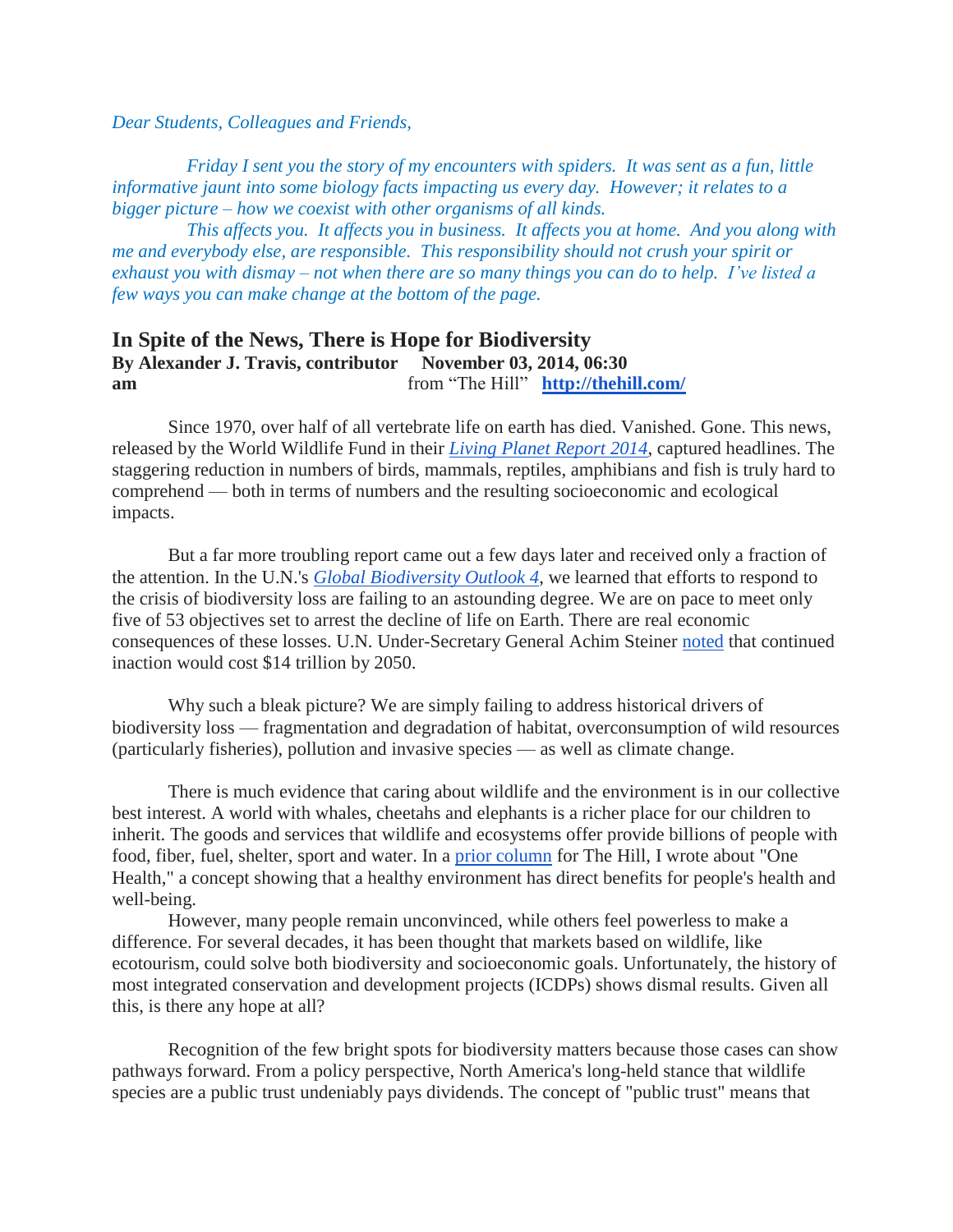*Dear Students, Colleagues and Friends,*

*Friday I sent you the story of my encounters with spiders. It was sent as a fun, little informative jaunt into some biology facts impacting us every day. However; it relates to a bigger picture – how we coexist with other organisms of all kinds.*

*This affects you. It affects you in business. It affects you at home. And you along with me and everybody else, are responsible. This responsibility should not crush your spirit or exhaust you with dismay – not when there are so many things you can do to help. I've listed a few ways you can make change at the bottom of the page.*

## In Spite of the News, There is Hope for Biodiversity

**By Alexander J. Travis, contributor November 03, 2014, 06:30 am** from "The Hill" **[http://thehill.com/](http://thehill.com/)**

Since 1970, over half of all vertebrate life on earth has died. Vanished. Gone. This news, released by the World Wildlife Fund in their *Living Planet Report 2014*, captured headlines. The staggering reduction in numbers of birds, mammals, reptiles, amphibians and fish is truly hard to comprehend — both in terms of numbers and the resulting socioeconomic and ecological impacts.

But a far more troubling report came out a few days later and received only a fraction of the attention. In the U.N.'s *Global Biodiversity Outlook 4*, we learned that efforts to respond to the crisis of biodiversity loss are failing to an astounding degree. We are on pace to meet only five of 53 objectives set to arrest the decline of life on Earth. There are real economic consequences of these losses. U.N. Under-Secretary General Achim Steiner noted that continued inaction would cost $14 trillion by 2050.

Why such a bleak picture? We are simply failing to address historical drivers of biodiversity loss — fragmentation and degradation of habitat, overconsumption of wild resources (particularly fisheries), pollution and invasive species — as well as climate change.

There is much evidence that caring about wildlife and the environment is in our collective best interest. A world with whales, cheetahs and elephants is a richer place for our children to inherit. The goods and services that wildlife and ecosystems offer provide billions of people with food, fiber, fuel, shelter, sport and water. In a prior column for The Hill, I wrote about "One Health," a concept showing that a healthy environment has direct benefits for people's health and well-being.

However, many people remain unconvinced, while others feel powerless to make a difference. For several decades, it has been thought that markets based on wildlife, like ecotourism, could solve both biodiversity and socioeconomic goals. Unfortunately, the history of most integrated conservation and development projects (ICDPs) shows dismal results. Given all this, is there any hope at all?

Recognition of the few bright spots for biodiversity matters because those cases can show pathways forward. From a policy perspective, North America's long-held stance that wildlife species are a public trust undeniably pays dividends. The concept of "public trust" means that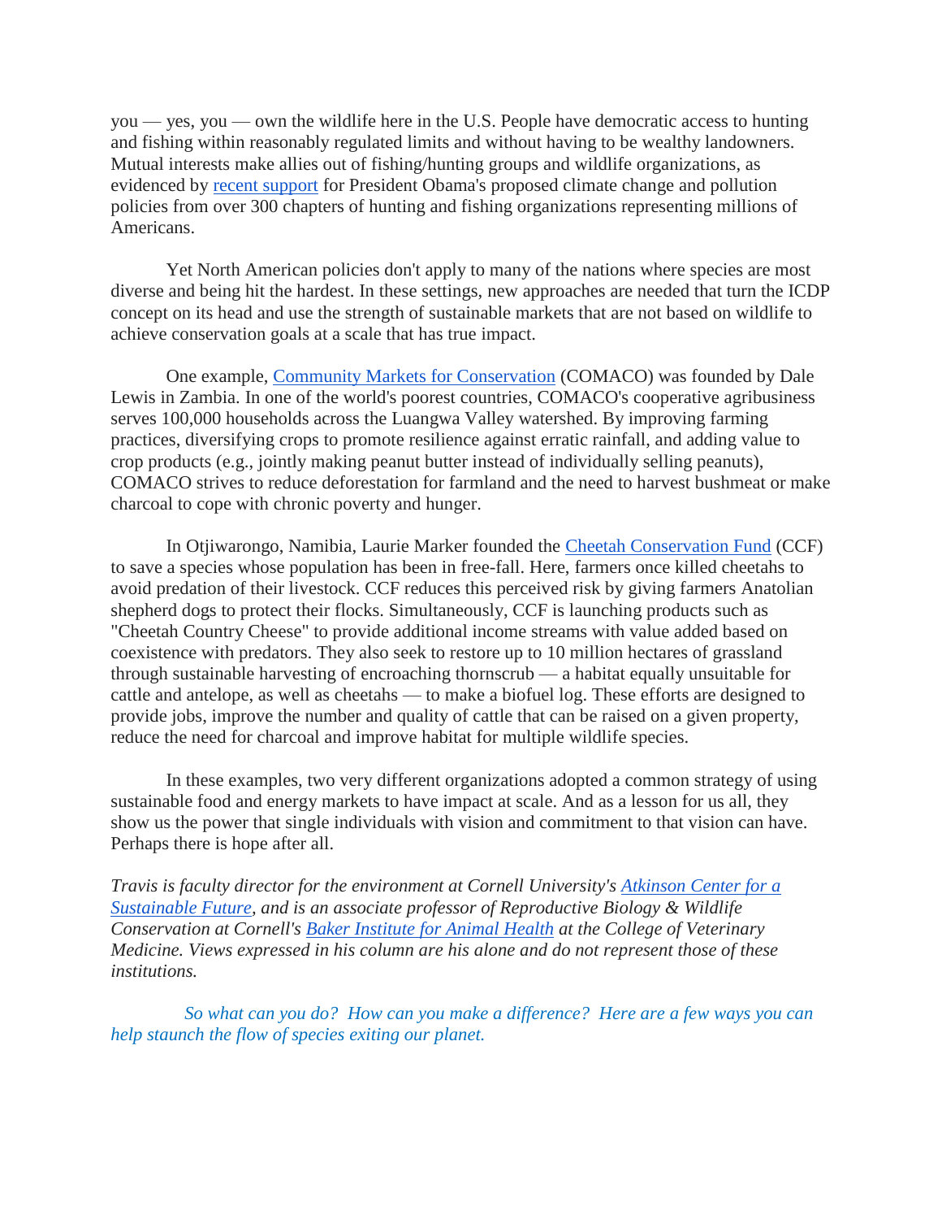you — yes, you — own the wildlife here in the U.S. People have democratic access to hunting and fishing within reasonably regulated limits and without having to be wealthy landowners. Mutual interests make allies out of fishing/hunting groups and wildlife organizations, as evidenced by [recent support](#) for President Obama's proposed climate change and pollution policies from over 300 chapters of hunting and fishing organizations representing millions of Americans.

Yet North American policies don't apply to many of the nations where species are most diverse and being hit the hardest. In these settings, new approaches are needed that turn the ICDP concept on its head and use the strength of sustainable markets that are not based on wildlife to achieve conservation goals at a scale that has true impact.

One example, [Community Markets for Conservation](#) (COMACO) was founded by Dale Lewis in Zambia. In one of the world's poorest countries, COMACO's cooperative agribusiness serves 100,000 households across the Luangwa Valley watershed. By improving farming practices, diversifying crops to promote resilience against erratic rainfall, and adding value to crop products (e.g., jointly making peanut butter instead of individually selling peanuts), COMACO strives to reduce deforestation for farmland and the need to harvest bushmeat or make charcoal to cope with chronic poverty and hunger.

In Otjiwarongo, Namibia, Laurie Marker founded the [Cheetah Conservation Fund](#) (CCF) to save a species whose population has been in free-fall. Here, farmers once killed cheetahs to avoid predation of their livestock. CCF reduces this perceived risk by giving farmers Anatolian shepherd dogs to protect their flocks. Simultaneously, CCF is launching products such as "Cheetah Country Cheese" to provide additional income streams with value added based on coexistence with predators. They also seek to restore up to 10 million hectares of grassland through sustainable harvesting of encroaching thornscrub — a habitat equally unsuitable for cattle and antelope, as well as cheetahs — to make a biofuel log. These efforts are designed to provide jobs, improve the number and quality of cattle that can be raised on a given property, reduce the need for charcoal and improve habitat for multiple wildlife species.

In these examples, two very different organizations adopted a common strategy of using sustainable food and energy markets to have impact at scale. And as a lesson for us all, they show us the power that single individuals with vision and commitment to that vision can have. Perhaps there is hope after all.

*Travis is faculty director for the environment at Cornell University's [Atkinson Center for a Sustainable Future](#), and is an associate professor of Reproductive Biology & Wildlife Conservation at Cornell's [Baker Institute for Animal Health](#) at the College of Veterinary Medicine. Views expressed in his column are his alone and do not represent those of these institutions.*

*So what can you do? How can you make a difference? Here are a few ways you can help staunch the flow of species exiting our planet.*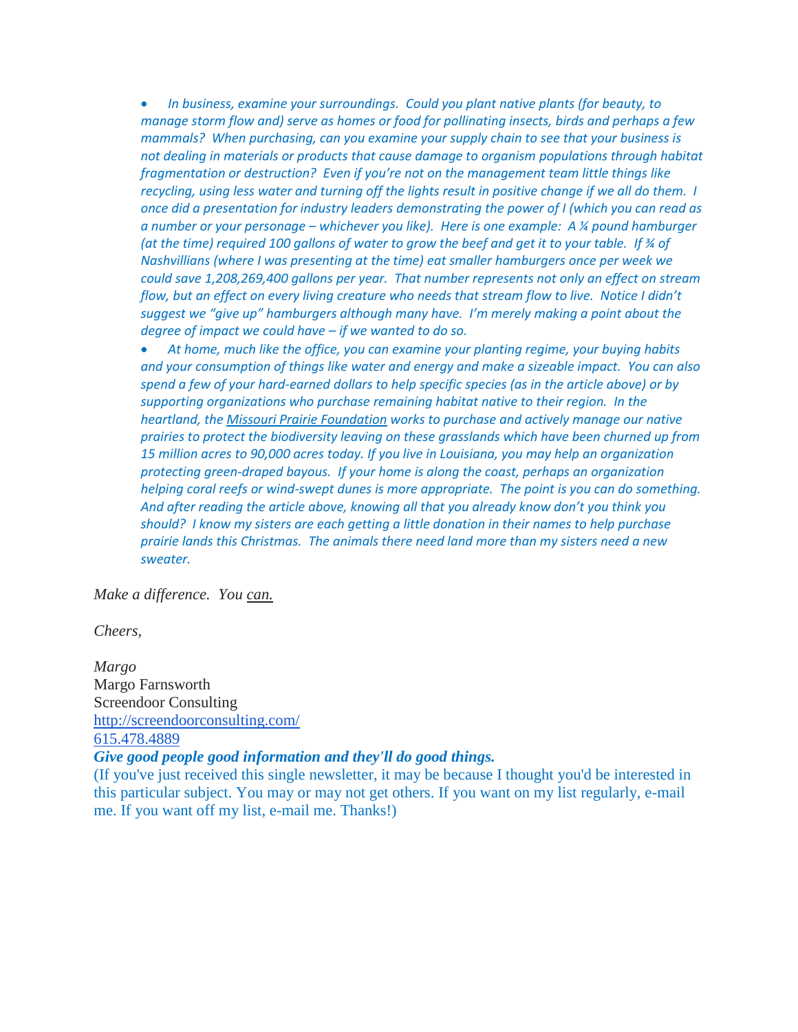- *In business, examine your surroundings. Could you plant native plants (for beauty, to manage storm flow and) serve as homes or food for pollinating insects, birds and perhaps a few mammals? When purchasing, can you examine your supply chain to see that your business is not dealing in materials or products that cause damage to organism populations through habitat fragmentation or destruction? Even if you're not on the management team little things like recycling, using less water and turning off the lights result in positive change if we all do them. I once did a presentation for industry leaders demonstrating the power of I (which you can read as a number or your personage – whichever you like). Here is one example: A ¼ pound hamburger (at the time) required 100 gallons of water to grow the beef and get it to your table. If ¾ of Nashvillians (where I was presenting at the time) eat smaller hamburgers once per week we could save 1,208,269,400 gallons per year. That number represents not only an effect on stream flow, but an effect on every living creature who needs that stream flow to live. Notice I didn't suggest we "give up" hamburgers although many have. I'm merely making a point about the degree of impact we could have – if we wanted to do so.*
- *At home, much like the office, you can examine your planting regime, your buying habits and your consumption of things like water and energy and make a sizeable impact. You can also spend a few of your hard-earned dollars to help specific species (as in the article above) or by supporting organizations who purchase remaining habitat native to their region. In the heartland, the Missouri Prairie Foundation works to purchase and actively manage our native prairies to protect the biodiversity leaving on these grasslands which have been churned up from 15 million acres to 90,000 acres today. If you live in Louisiana, you may help an organization protecting green-draped bayous. If your home is along the coast, perhaps an organization helping coral reefs or wind-swept dunes is more appropriate. The point is you can do something. And after reading the article above, knowing all that you already know don't you think you should? I know my sisters are each getting a little donation in their names to help purchase prairie lands this Christmas. The animals there need land more than my sisters need a new sweater.*

*Make a difference. You can.*

*Cheers,*

*Margo*
Margo Farnsworth
Screendoor Consulting
http://screendoorconsulting.com/
615.478.4889
***Give good people good information and they'll do good things.***
(If you've just received this single newsletter, it may be because I thought you'd be interested in this particular subject. You may or may not get others. If you want on my list regularly, e-mail me. If you want off my list, e-mail me. Thanks!)